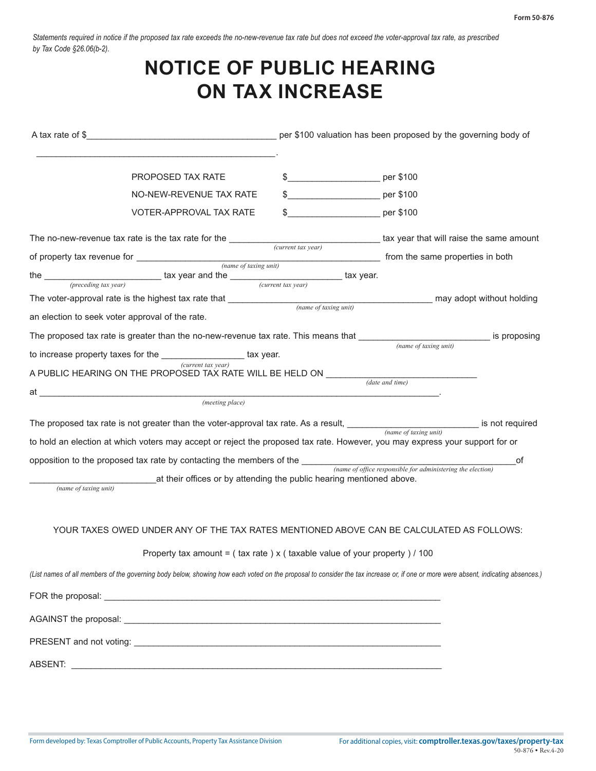Form 50-876

*Statements required in notice if the proposed tax rate exceeds the no-new-revenue tax rate but does not exceed the voter-approval tax rate, as prescribed by Tax Code §26.06(b-2).*

# NOTICE OF PUBLIC HEARING ON TAX INCREASE

A tax rate of $______________________________________ per $100 valuation has been proposed by the governing body of

________________________________________________.

| | | |
|---|---|---|
| PROPOSED TAX RATE | $__________________ | per $100 |
| NO-NEW-REVENUE TAX RATE | $__________________ | per $100 |
| VOTER-APPROVAL TAX RATE | $__________________ | per $100 |

The no-new-revenue tax rate is the tax rate for the ______________________________ *(current tax year)* tax year that will raise the same amount of property tax revenue for ________________________________________________ *(name of taxing unit)* from the same properties in both the _______________________ *(preceding tax year)* tax year and the ______________________ *(current tax year)* tax year.

The voter-approval rate is the highest tax rate that _________________________________________ *(name of taxing unit)* may adopt without holding an election to seek voter approval of the rate.

The proposed tax rate is greater than the no-new-revenue tax rate. This means that __________________________ *(name of taxing unit)* is proposing to increase property taxes for the ________________ *(current tax year)* tax year.

A PUBLIC HEARING ON THE PROPOSED TAX RATE WILL BE HELD ON ______________________________ *(date and time)*

at ________________________________________________________________________________ *(meeting place)*.

The proposed tax rate is not greater than the voter-approval tax rate. As a result, __________________________ *(name of taxing unit)* is not required to hold an election at which voters may accept or reject the proposed tax rate. However, you may express your support for or opposition to the proposed tax rate by contacting the members of the ____________________________________________ *(name of office responsible for administering the election)* of _________________________ *(name of taxing unit)* at their offices or by attending the public hearing mentioned above.

YOUR TAXES OWED UNDER ANY OF THE TAX RATES MENTIONED ABOVE CAN BE CALCULATED AS FOLLOWS:

Property tax amount = ( tax rate ) x ( taxable value of your property ) / 100

*(List names of all members of the governing body below, showing how each voted on the proposal to consider the tax increase or, if one or more were absent, indicating absences.)*

FOR the proposal: ______________________________________________________________________

AGAINST the proposal: __________________________________________________________________

PRESENT and not voting: ________________________________________________________________

ABSENT: ______________________________________________________________________________

Form developed by: Texas Comptroller of Public Accounts, Property Tax Assistance Division

For additional copies, visit: **comptroller.texas.gov/taxes/property-tax**

50-876 • Rev.4-20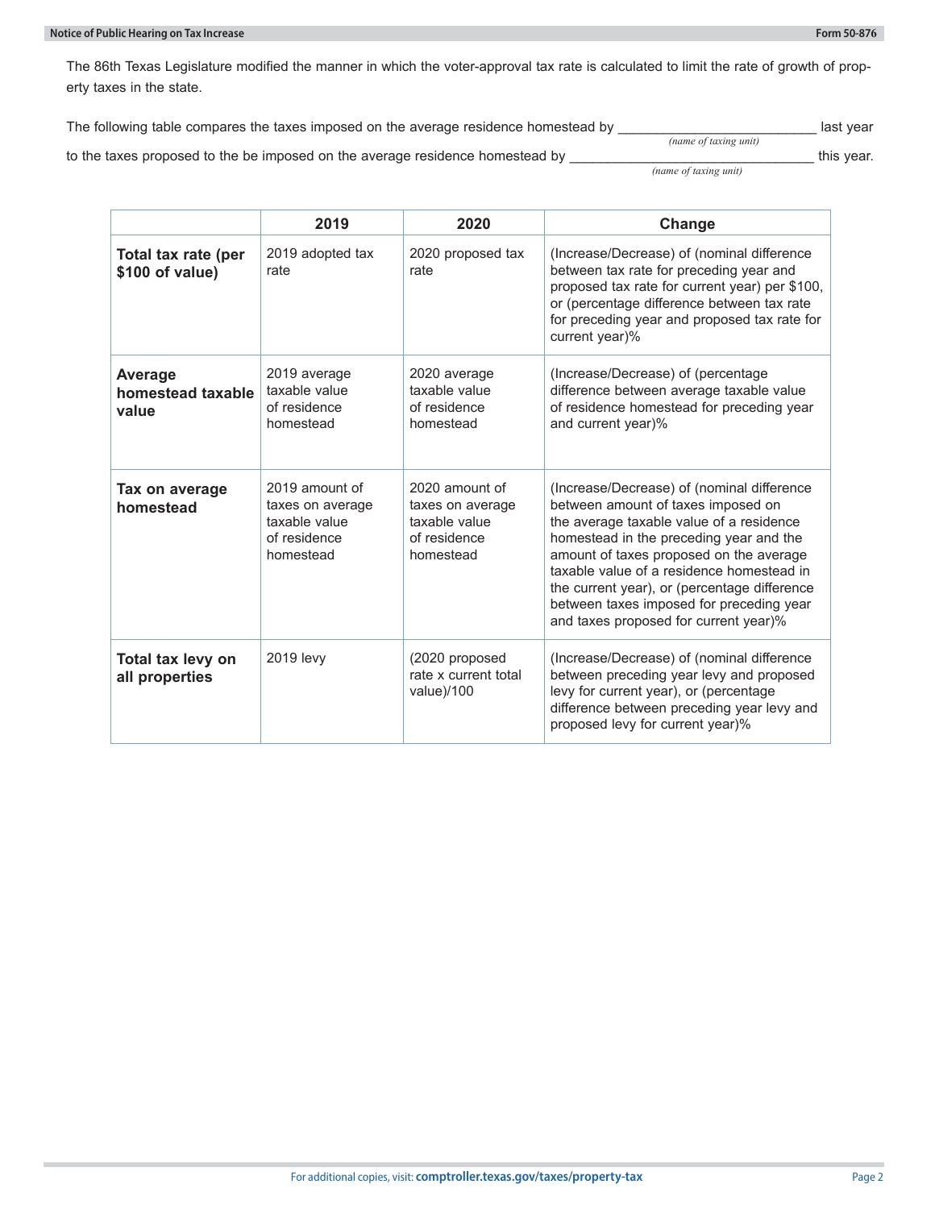The 86th Texas Legislature modified the manner in which the voter-approval tax rate is calculated to limit the rate of growth of property taxes in the state.

The following table compares the taxes imposed on the average residence homestead by _________________________ last year
*(name of taxing unit)*
to the taxes proposed to the be imposed on the average residence homestead by _____________________________ this year.
*(name of taxing unit)*

| | 2019 | 2020 | Change |
|---|---|---|---|
| **Total tax rate (per $100 of value)** | 2019 adopted tax rate | 2020 proposed tax rate | (Increase/Decrease) of (nominal difference between tax rate for preceding year and proposed tax rate for current year) per $100, or (percentage difference between tax rate for preceding year and proposed tax rate for current year)% |
| **Average homestead taxable value** | 2019 average taxable value of residence homestead | 2020 average taxable value of residence homestead | (Increase/Decrease) of (percentage difference between average taxable value of residence homestead for preceding year and current year)% |
| **Tax on average homestead** | 2019 amount of taxes on average taxable value of residence homestead | 2020 amount of taxes on average taxable value of residence homestead | (Increase/Decrease) of (nominal difference between amount of taxes imposed on the average taxable value of a residence homestead in the preceding year and the amount of taxes proposed on the average taxable value of a residence homestead in the current year), or (percentage difference between taxes imposed for preceding year and taxes proposed for current year)% |
| **Total tax levy on all properties** | 2019 levy | (2020 proposed rate x current total value)/100 | (Increase/Decrease) of (nominal difference between preceding year levy and proposed levy for current year), or (percentage difference between preceding year levy and proposed levy for current year)% |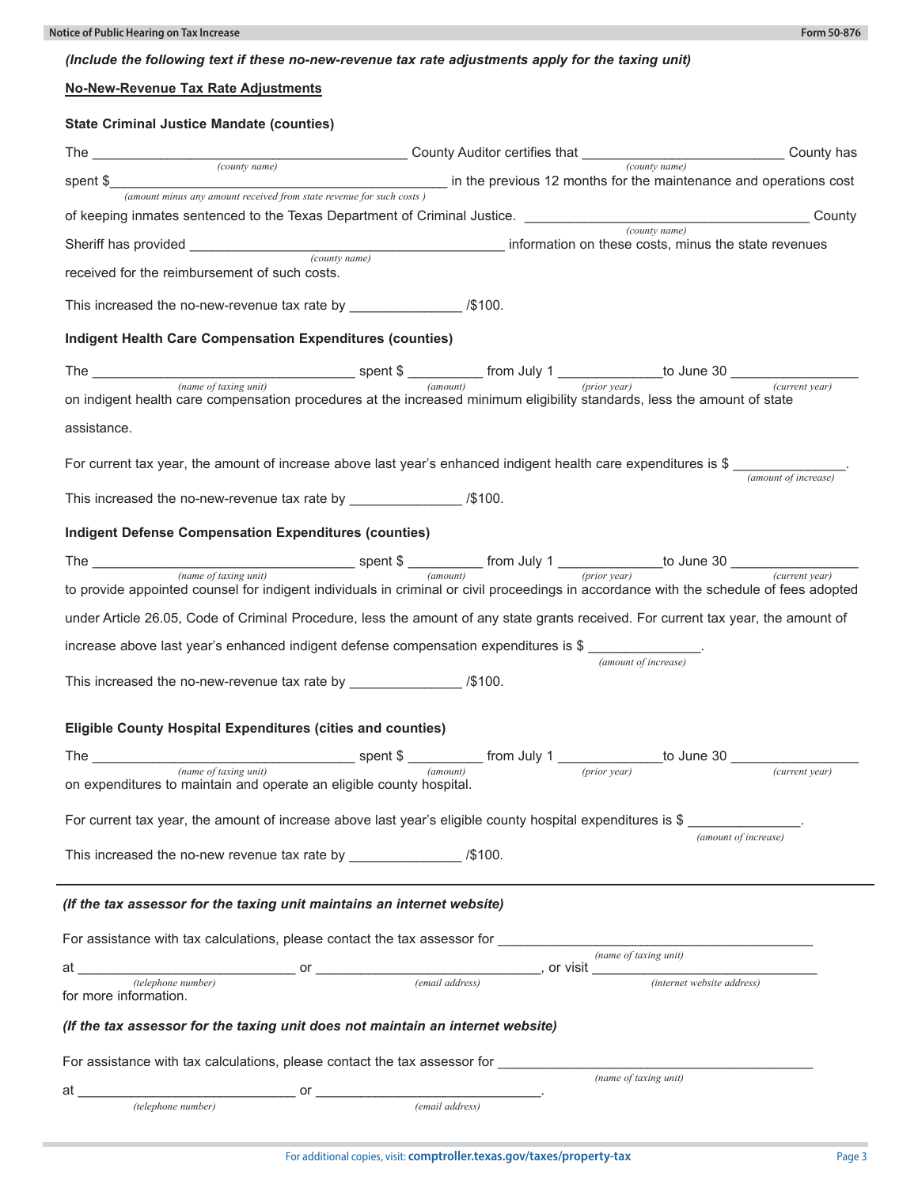*(Include the following text if these no-new-revenue tax rate adjustments apply for the taxing unit)*

**No-New-Revenue Tax Rate Adjustments**

**State Criminal Justice Mandate (counties)**

The ________________________ *(county name)* County Auditor certifies that ________________________ *(county name)* County has spent $________________________ *(amount minus any amount received from state revenue for such costs)* in the previous 12 months for the maintenance and operations cost of keeping inmates sentenced to the Texas Department of Criminal Justice. ________________________ *(county name)* County Sheriff has provided ________________________ *(county name)* information on these costs, minus the state revenues received for the reimbursement of such costs.

This increased the no-new-revenue tax rate by ______________ /$100.

**Indigent Health Care Compensation Expenditures (counties)**

The ________________________ *(name of taxing unit)* spent $ __________ *(amount)* from July 1 _____________ *(prior year)* to June 30 ________________ *(current year)* on indigent health care compensation procedures at the increased minimum eligibility standards, less the amount of state assistance.

For current tax year, the amount of increase above last year's enhanced indigent health care expenditures is $ ______________ *(amount of increase)*.

This increased the no-new-revenue tax rate by ______________ /$100.

**Indigent Defense Compensation Expenditures (counties)**

The ________________________ *(name of taxing unit)* spent $ __________ *(amount)* from July 1 _____________ *(prior year)* to June 30 ________________ *(current year)* to provide appointed counsel for indigent individuals in criminal or civil proceedings in accordance with the schedule of fees adopted under Article 26.05, Code of Criminal Procedure, less the amount of any state grants received. For current tax year, the amount of increase above last year's enhanced indigent defense compensation expenditures is $ ______________ *(amount of increase)*.

This increased the no-new-revenue tax rate by ______________ /$100.

**Eligible County Hospital Expenditures (cities and counties)**

The ________________________ *(name of taxing unit)* spent $ __________ *(amount)* from July 1 _____________ *(prior year)* to June 30 ________________ *(current year)* on expenditures to maintain and operate an eligible county hospital.

For current tax year, the amount of increase above last year's eligible county hospital expenditures is $ ______________ *(amount of increase)*.

This increased the no-new revenue tax rate by ______________ /$100.

---

***(If the tax assessor for the taxing unit maintains an internet website)***

For assistance with tax calculations, please contact the tax assessor for ________________________ *(name of taxing unit)* at ________________________ *(telephone number)* or ________________________ *(email address)*, or visit ________________________ *(internet website address)* for more information.

***(If the tax assessor for the taxing unit does not maintain an internet website)***

For assistance with tax calculations, please contact the tax assessor for ________________________ *(name of taxing unit)* at ________________________ *(telephone number)* or ________________________ *(email address)*.

For additional copies, visit: **comptroller.texas.gov/taxes/property-tax**